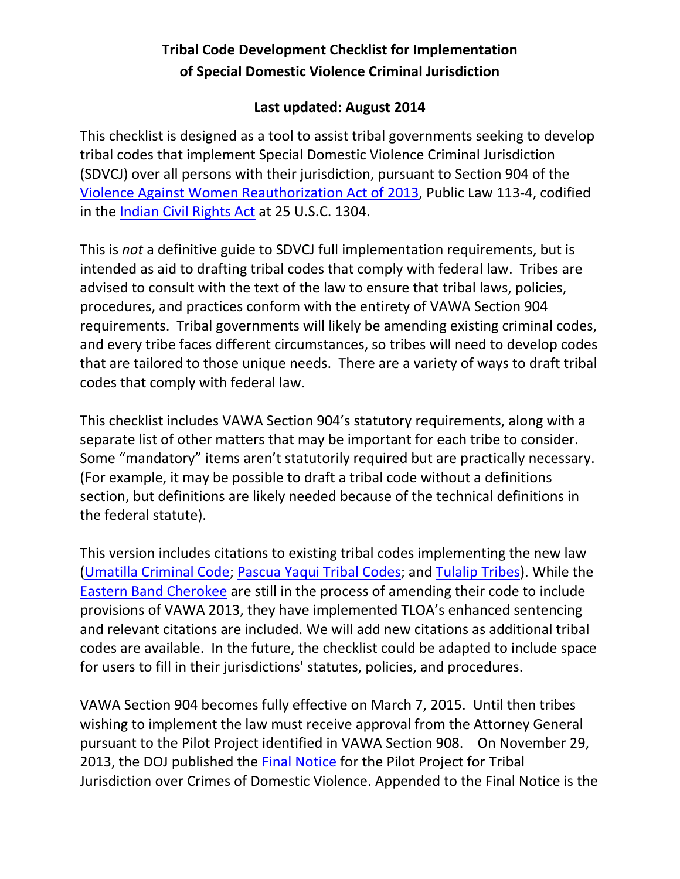# Tribal Code Development Checklist for Implementation of Special Domestic Violence Criminal Jurisdiction

**Last updated: August 2014**

This checklist is designed as a tool to assist tribal governments seeking to develop tribal codes that implement Special Domestic Violence Criminal Jurisdiction (SDVCJ) over all persons with their jurisdiction, pursuant to Section 904 of the Violence Against Women Reauthorization Act of 2013, Public Law 113-4, codified in the Indian Civil Rights Act at 25 U.S.C. 1304.

This is *not* a definitive guide to SDVCJ full implementation requirements, but is intended as aid to drafting tribal codes that comply with federal law. Tribes are advised to consult with the text of the law to ensure that tribal laws, policies, procedures, and practices conform with the entirety of VAWA Section 904 requirements. Tribal governments will likely be amending existing criminal codes, and every tribe faces different circumstances, so tribes will need to develop codes that are tailored to those unique needs. There are a variety of ways to draft tribal codes that comply with federal law.

This checklist includes VAWA Section 904's statutory requirements, along with a separate list of other matters that may be important for each tribe to consider. Some "mandatory" items aren't statutorily required but are practically necessary. (For example, it may be possible to draft a tribal code without a definitions section, but definitions are likely needed because of the technical definitions in the federal statute).

This version includes citations to existing tribal codes implementing the new law (Umatilla Criminal Code; Pascua Yaqui Tribal Codes; and Tulalip Tribes). While the Eastern Band Cherokee are still in the process of amending their code to include provisions of VAWA 2013, they have implemented TLOA's enhanced sentencing and relevant citations are included. We will add new citations as additional tribal codes are available. In the future, the checklist could be adapted to include space for users to fill in their jurisdictions' statutes, policies, and procedures.

VAWA Section 904 becomes fully effective on March 7, 2015. Until then tribes wishing to implement the law must receive approval from the Attorney General pursuant to the Pilot Project identified in VAWA Section 908. On November 29, 2013, the DOJ published the Final Notice for the Pilot Project for Tribal Jurisdiction over Crimes of Domestic Violence. Appended to the Final Notice is the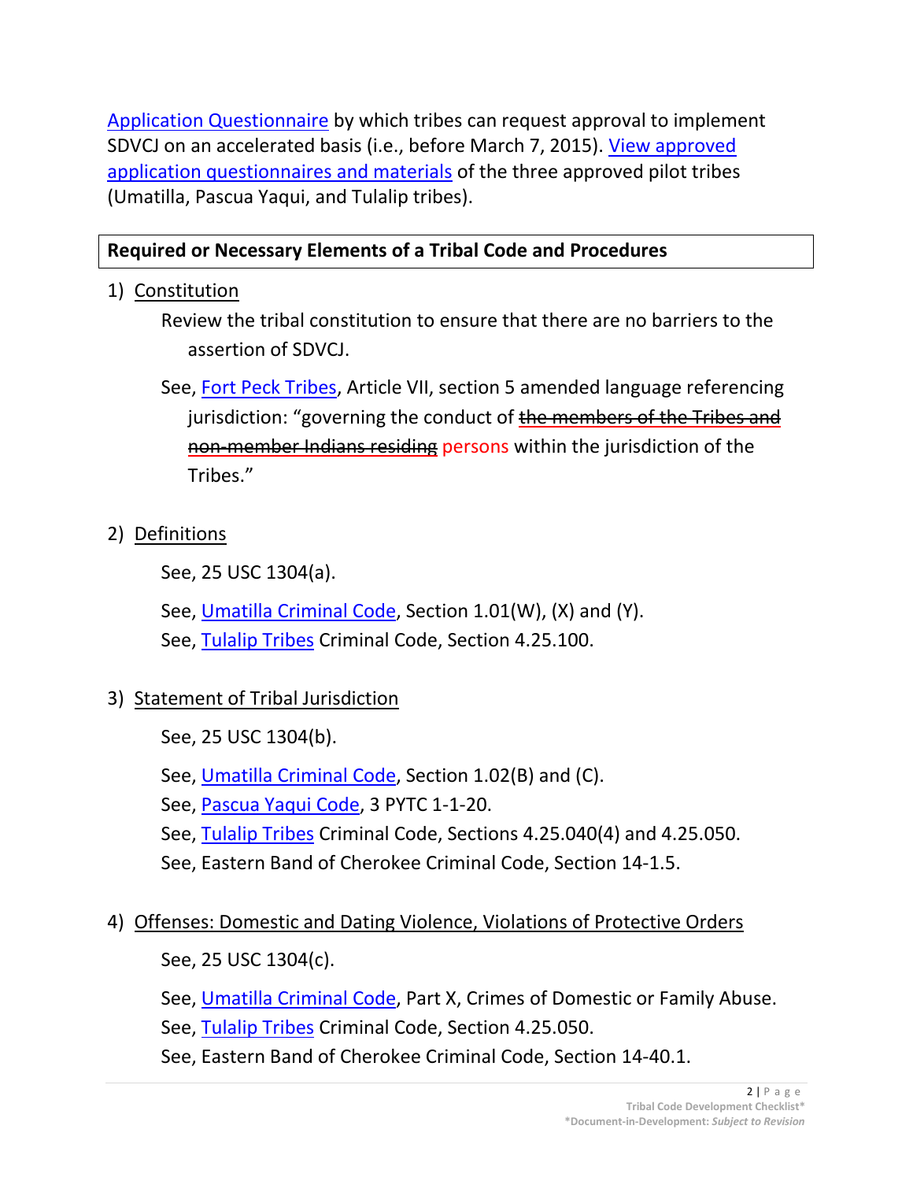Application Questionnaire by which tribes can request approval to implement SDVCJ on an accelerated basis (i.e., before March 7, 2015). View approved application questionnaires and materials of the three approved pilot tribes (Umatilla, Pascua Yaqui, and Tulalip tribes).

**Required or Necessary Elements of a Tribal Code and Procedures**

1) Constitution

   Review the tribal constitution to ensure that there are no barriers to the assertion of SDVCJ.

   See, Fort Peck Tribes, Article VII, section 5 amended language referencing jurisdiction: "governing the conduct of ~~the members of the Tribes and non-member Indians residing~~ persons within the jurisdiction of the Tribes."

2) Definitions

   See, 25 USC 1304(a).

   See, Umatilla Criminal Code, Section 1.01(W), (X) and (Y).
   See, Tulalip Tribes Criminal Code, Section 4.25.100.

3) Statement of Tribal Jurisdiction

   See, 25 USC 1304(b).

   See, Umatilla Criminal Code, Section 1.02(B) and (C).
   See, Pascua Yaqui Code, 3 PYTC 1-1-20.
   See, Tulalip Tribes Criminal Code, Sections 4.25.040(4) and 4.25.050.
   See, Eastern Band of Cherokee Criminal Code, Section 14-1.5.

4) Offenses: Domestic and Dating Violence, Violations of Protective Orders

   See, 25 USC 1304(c).

   See, Umatilla Criminal Code, Part X, Crimes of Domestic or Family Abuse.
   See, Tulalip Tribes Criminal Code, Section 4.25.050.
   See, Eastern Band of Cherokee Criminal Code, Section 14-40.1.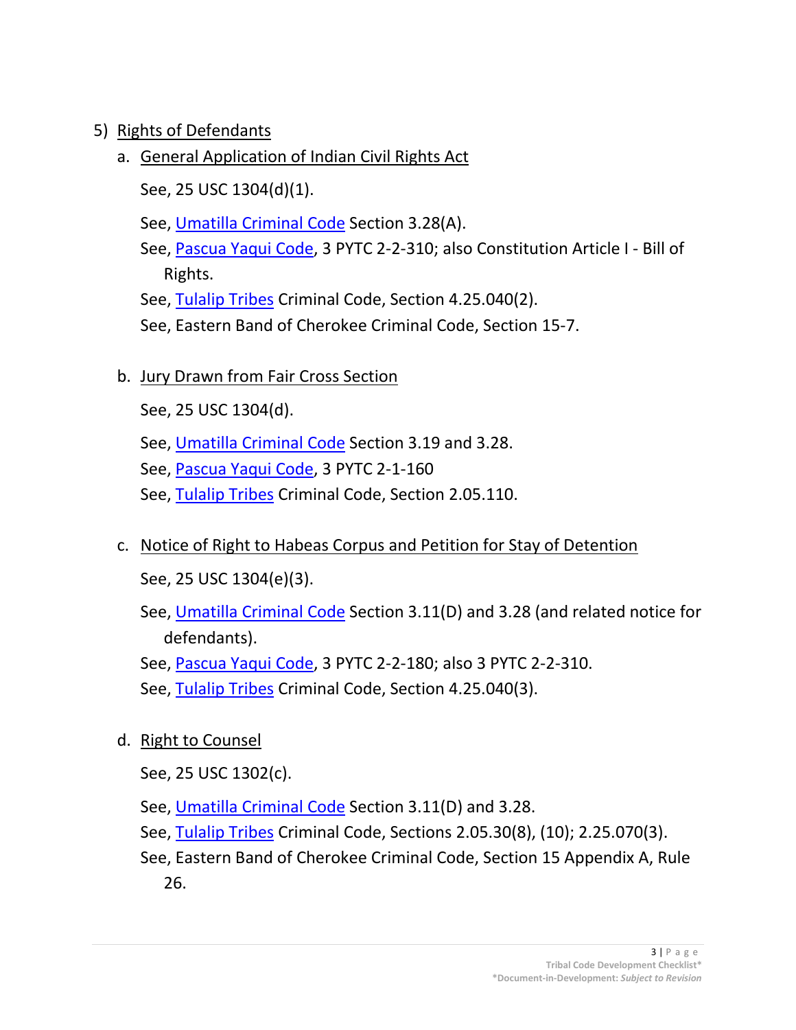5) Rights of Defendants

a. Rights of Defendants — General Application of Indian Civil Rights Act

See, 25 USC 1304(d)(1).

See, Umatilla Criminal Code Section 3.28(A).
See, Pascua Yaqui Code, 3 PYTC 2-2-310; also Constitution Article I - Bill of Rights.
See, Tulalip Tribes Criminal Code, Section 4.25.040(2).
See, Eastern Band of Cherokee Criminal Code, Section 15-7.

b. Jury Drawn from Fair Cross Section

See, 25 USC 1304(d).

See, Umatilla Criminal Code Section 3.19 and 3.28.
See, Pascua Yaqui Code, 3 PYTC 2-1-160
See, Tulalip Tribes Criminal Code, Section 2.05.110.

c. Notice of Right to Habeas Corpus and Petition for Stay of Detention

See, 25 USC 1304(e)(3).

See, Umatilla Criminal Code Section 3.11(D) and 3.28 (and related notice for defendants).
See, Pascua Yaqui Code, 3 PYTC 2-2-180; also 3 PYTC 2-2-310.
See, Tulalip Tribes Criminal Code, Section 4.25.040(3).

d. Right to Counsel

See, 25 USC 1302(c).

See, Umatilla Criminal Code Section 3.11(D) and 3.28.
See, Tulalip Tribes Criminal Code, Sections 2.05.30(8), (10); 2.25.070(3).
See, Eastern Band of Cherokee Criminal Code, Section 15 Appendix A, Rule 26.

5) Rights of Defendants

a. General Application of Indian Civil Rights Act

See, 25 USC 1304(d)(1).

See, Umatilla Criminal Code Section 3.28(A).
See, Pascua Yaqui Code, 3 PYTC 2-2-310; also Constitution Article I - Bill of Rights.
See, Tulalip Tribes Criminal Code, Section 4.25.040(2).
See, Eastern Band of Cherokee Criminal Code, Section 15-7.

b. Jury Drawn from Fair Cross Section

See, 25 USC 1304(d).

See, Umatilla Criminal Code Section 3.19 and 3.28.
See, Pascua Yaqui Code, 3 PYTC 2-1-160
See, Tulalip Tribes Criminal Code, Section 2.05.110.

c. Notice of Right to Habeas Corpus and Petition for Stay of Detention

See, 25 USC 1304(e)(3).

See, Umatilla Criminal Code Section 3.11(D) and 3.28 (and related notice for defendants).
See, Pascua Yaqui Code, 3 PYTC 2-2-180; also 3 PYTC 2-2-310.
See, Tulalip Tribes Criminal Code, Section 4.25.040(3).

d. Right to Counsel

See, 25 USC 1302(c).

See, Umatilla Criminal Code Section 3.11(D) and 3.28.
See, Tulalip Tribes Criminal Code, Sections 2.05.30(8), (10); 2.25.070(3).
See, Eastern Band of Cherokee Criminal Code, Section 15 Appendix A, Rule 26.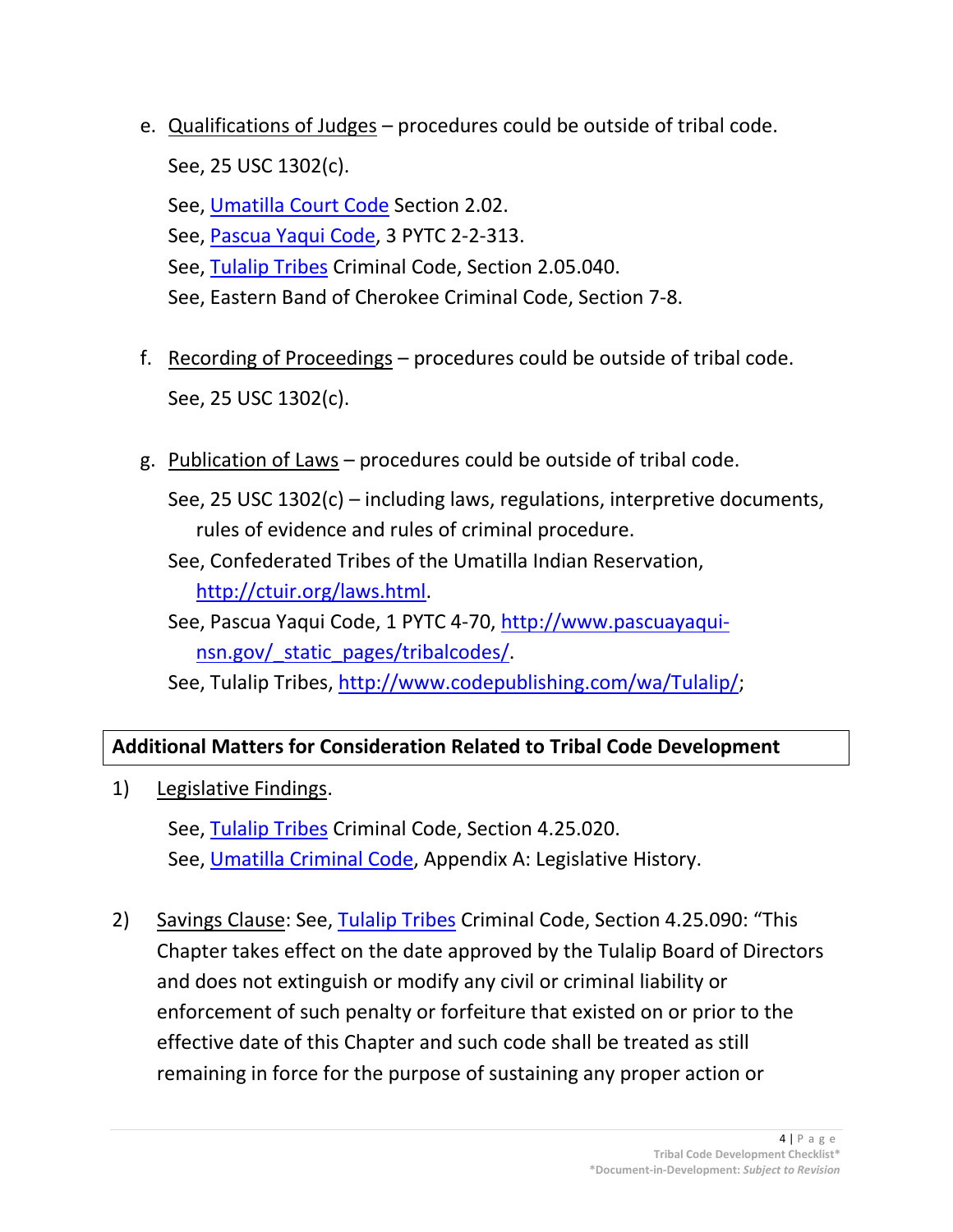e. Qualifications of Judges – procedures could be outside of tribal code.

   See, 25 USC 1302(c).

   See, Umatilla Court Code Section 2.02.
   See, Pascua Yaqui Code, 3 PYTC 2-2-313.
   See, Tulalip Tribes Criminal Code, Section 2.05.040.
   See, Eastern Band of Cherokee Criminal Code, Section 7-8.

f. Recording of Proceedings – procedures could be outside of tribal code.

   See, 25 USC 1302(c).

g. Publication of Laws – procedures could be outside of tribal code.

   See, 25 USC 1302(c) – including laws, regulations, interpretive documents, rules of evidence and rules of criminal procedure.
   See, Confederated Tribes of the Umatilla Indian Reservation, http://ctuir.org/laws.html.
   See, Pascua Yaqui Code, 1 PYTC 4-70, http://www.pascuayaqui-nsn.gov/_static_pages/tribalcodes/.
   See, Tulalip Tribes, http://www.codepublishing.com/wa/Tulalip/;

**Additional Matters for Consideration Related to Tribal Code Development**

1) Legislative Findings.

   See, Tulalip Tribes Criminal Code, Section 4.25.020.
   See, Umatilla Criminal Code, Appendix A: Legislative History.

2) Savings Clause: See, Tulalip Tribes Criminal Code, Section 4.25.090: "This Chapter takes effect on the date approved by the Tulalip Board of Directors and does not extinguish or modify any civil or criminal liability or enforcement of such penalty or forfeiture that existed on or prior to the effective date of this Chapter and such code shall be treated as still remaining in force for the purpose of sustaining any proper action or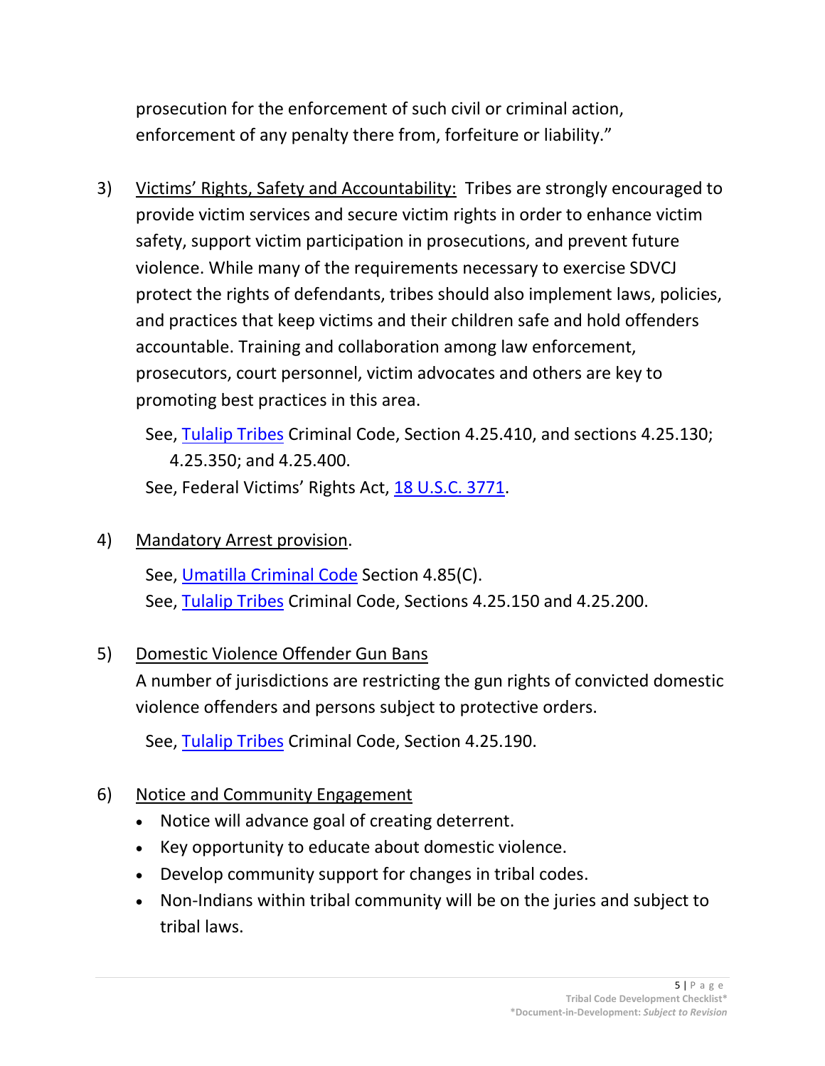prosecution for the enforcement of such civil or criminal action, enforcement of any penalty there from, forfeiture or liability."

3) Victims' Rights, Safety and Accountability: Tribes are strongly encouraged to provide victim services and secure victim rights in order to enhance victim safety, support victim participation in prosecutions, and prevent future violence. While many of the requirements necessary to exercise SDVCJ protect the rights of defendants, tribes should also implement laws, policies, and practices that keep victims and their children safe and hold offenders accountable. Training and collaboration among law enforcement, prosecutors, court personnel, victim advocates and others are key to promoting best practices in this area.

   See, Tulalip Tribes Criminal Code, Section 4.25.410, and sections 4.25.130; 4.25.350; and 4.25.400.
   See, Federal Victims' Rights Act, 18 U.S.C. 3771.

4) Mandatory Arrest provision.

   See, Umatilla Criminal Code Section 4.85(C).
   See, Tulalip Tribes Criminal Code, Sections 4.25.150 and 4.25.200.

5) Domestic Violence Offender Gun Bans
   A number of jurisdictions are restricting the gun rights of convicted domestic violence offenders and persons subject to protective orders.

   See, Tulalip Tribes Criminal Code, Section 4.25.190.

6) Notice and Community Engagement
   - Notice will advance goal of creating deterrent.
   - Key opportunity to educate about domestic violence.
   - Develop community support for changes in tribal codes.
   - Non-Indians within tribal community will be on the juries and subject to tribal laws.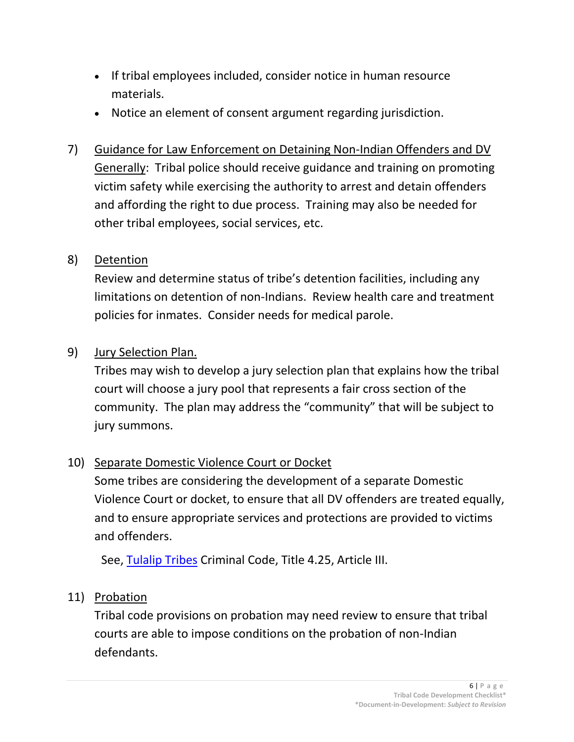- If tribal employees included, consider notice in human resource materials.
- Notice an element of consent argument regarding jurisdiction.

7) Guidance for Law Enforcement on Detaining Non-Indian Offenders and DV Generally: Tribal police should receive guidance and training on promoting victim safety while exercising the authority to arrest and detain offenders and affording the right to due process. Training may also be needed for other tribal employees, social services, etc.

8) Detention

   Review and determine status of tribe's detention facilities, including any limitations on detention of non-Indians. Review health care and treatment policies for inmates. Consider needs for medical parole.

9) Jury Selection Plan.

   Tribes may wish to develop a jury selection plan that explains how the tribal court will choose a jury pool that represents a fair cross section of the community. The plan may address the "community" that will be subject to jury summons.

10) Separate Domestic Violence Court or Docket

    Some tribes are considering the development of a separate Domestic Violence Court or docket, to ensure that all DV offenders are treated equally, and to ensure appropriate services and protections are provided to victims and offenders.

    See, Tulalip Tribes Criminal Code, Title 4.25, Article III.

11) Probation

    Tribal code provisions on probation may need review to ensure that tribal courts are able to impose conditions on the probation of non-Indian defendants.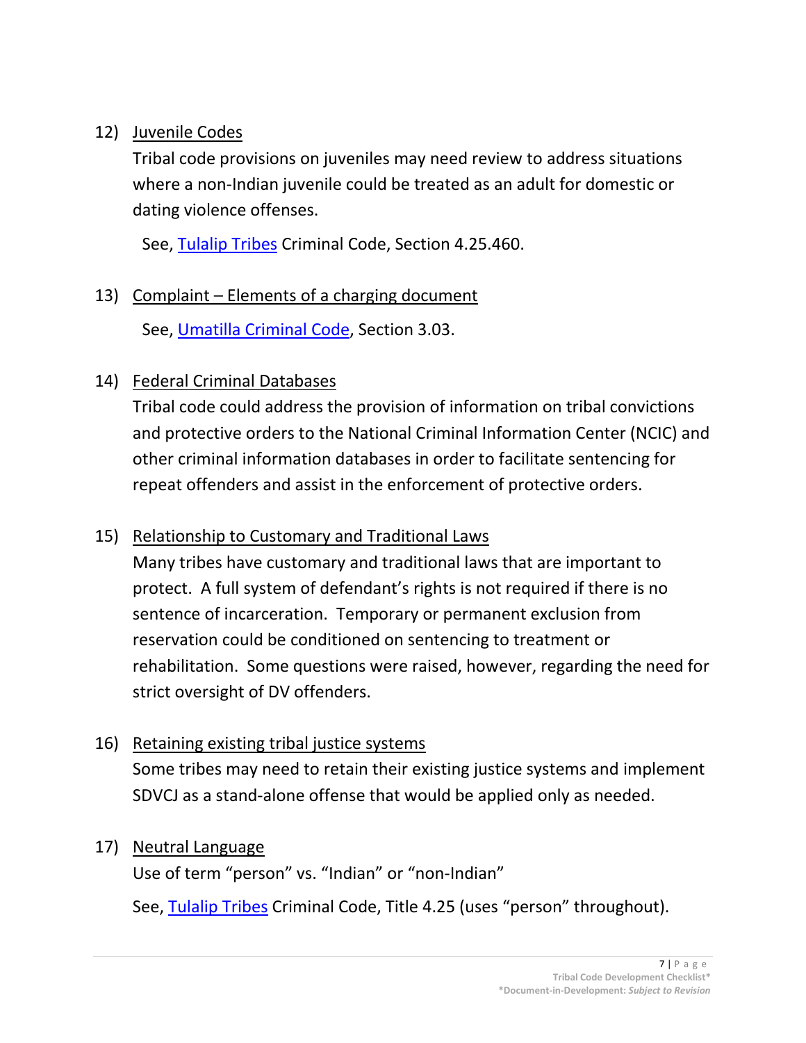12) Juvenile Codes

    Tribal code provisions on juveniles may need review to address situations where a non-Indian juvenile could be treated as an adult for domestic or dating violence offenses.

    See, [Tulalip Tribes]() Criminal Code, Section 4.25.460.

13) Complaint – Elements of a charging document

    See, [Umatilla Criminal Code](), Section 3.03.

14) Federal Criminal Databases

    Tribal code could address the provision of information on tribal convictions and protective orders to the National Criminal Information Center (NCIC) and other criminal information databases in order to facilitate sentencing for repeat offenders and assist in the enforcement of protective orders.

15) Relationship to Customary and Traditional Laws

    Many tribes have customary and traditional laws that are important to protect. A full system of defendant's rights is not required if there is no sentence of incarceration. Temporary or permanent exclusion from reservation could be conditioned on sentencing to treatment or rehabilitation. Some questions were raised, however, regarding the need for strict oversight of DV offenders.

16) Retaining existing tribal justice systems

    Some tribes may need to retain their existing justice systems and implement SDVCJ as a stand-alone offense that would be applied only as needed.

17) Neutral Language

    Use of term "person" vs. "Indian" or "non-Indian"

    See, [Tulalip Tribes]() Criminal Code, Title 4.25 (uses "person" throughout).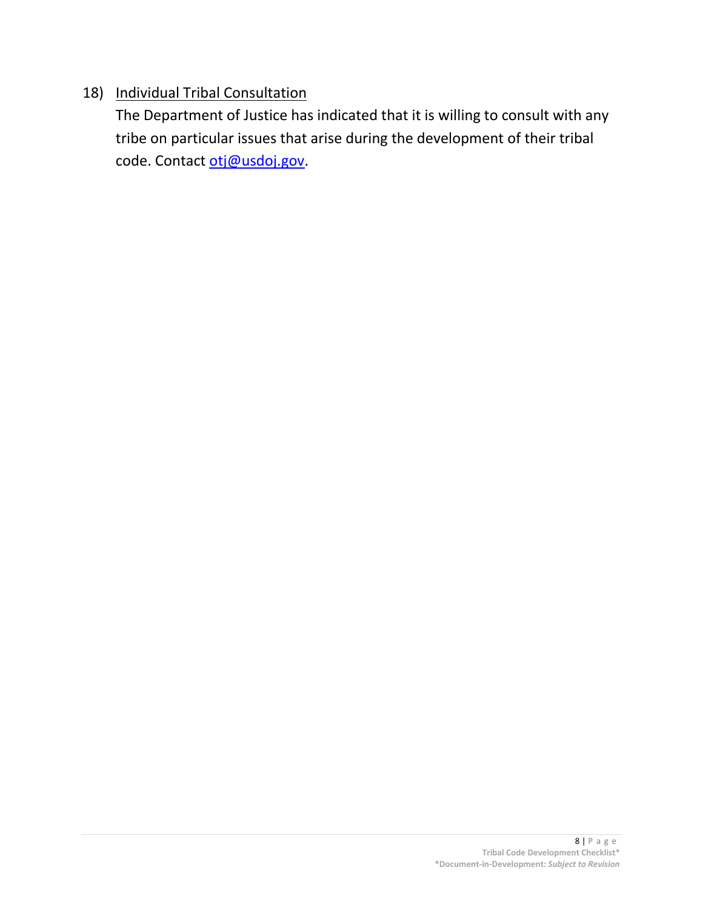18) <u>Individual Tribal Consultation</u>

The Department of Justice has indicated that it is willing to consult with any tribe on particular issues that arise during the development of their tribal code. Contact [otj@usdoj.gov](mailto:otj@usdoj.gov).